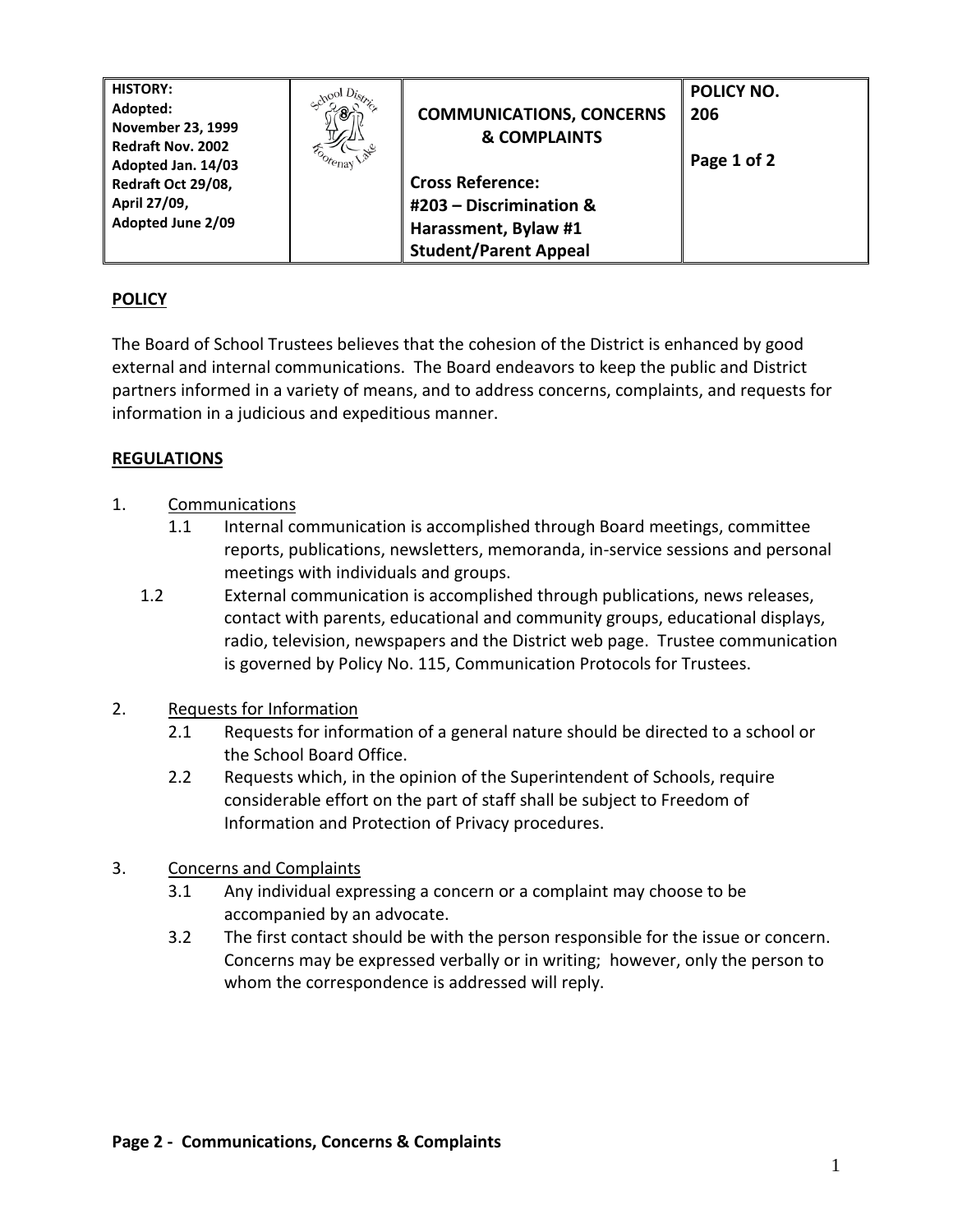| HISTORY: Adopted: November 23, 1999 Redraft Nov. 2002 Adopted Jan. 14/03 Redraft Oct 29/08, April 27/09, Adopted June 2/09 | | COMMUNICATIONS, CONCERNS & COMPLAINTS<br><br>Cross Reference: #203 – Discrimination & Harassment, Bylaw #1 Student/Parent Appeal | POLICY NO. 206<br><br>Page 1 of 2 |
|---|---|---|---|

## POLICY

The Board of School Trustees believes that the cohesion of the District is enhanced by good external and internal communications. The Board endeavors to keep the public and District partners informed in a variety of means, and to address concerns, complaints, and requests for information in a judicious and expeditious manner.

## REGULATIONS

1. Communications
   - 1.1 Internal communication is accomplished through Board meetings, committee reports, publications, newsletters, memoranda, in-service sessions and personal meetings with individuals and groups.
   - 1.2 External communication is accomplished through publications, news releases, contact with parents, educational and community groups, educational displays, radio, television, newspapers and the District web page. Trustee communication is governed by Policy No. 115, Communication Protocols for Trustees.

2. Requests for Information
   - 2.1 Requests for information of a general nature should be directed to a school or the School Board Office.
   - 2.2 Requests which, in the opinion of the Superintendent of Schools, require considerable effort on the part of staff shall be subject to Freedom of Information and Protection of Privacy procedures.

3. Concerns and Complaints
   - 3.1 Any individual expressing a concern or a complaint may choose to be accompanied by an advocate.
   - 3.2 The first contact should be with the person responsible for the issue or concern. Concerns may be expressed verbally or in writing; however, only the person to whom the correspondence is addressed will reply.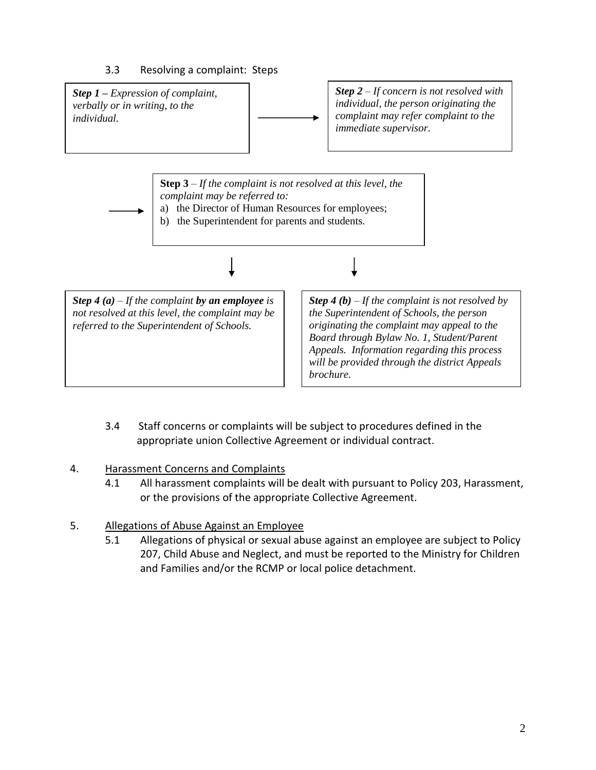3.3 Resolving a complaint: Steps

***Step 1** – Expression of complaint, verbally or in writing, to the individual.*

→

***Step 2** – If concern is not resolved with individual, the person originating the complaint may refer complaint to the immediate supervisor.*

→

**Step 3** – *If the complaint is not resolved at this level, the complaint may be referred to:*

a) the Director of Human Resources for employees;
b) the Superintendent for parents and students.

↓ ↓

***Step 4 (a)** – If the complaint **by an employee** is not resolved at this level, the complaint may be referred to the Superintendent of Schools.*

***Step 4 (b)** – If the complaint is not resolved by the Superintendent of Schools, the person originating the complaint may appeal to the Board through Bylaw No. 1, Student/Parent Appeals. Information regarding this process will be provided through the district Appeals brochure.*

3.4 Staff concerns or complaints will be subject to procedures defined in the appropriate union Collective Agreement or individual contract.

4. Harassment Concerns and Complaints

4.1 All harassment complaints will be dealt with pursuant to Policy 203, Harassment, or the provisions of the appropriate Collective Agreement.

5. Allegations of Abuse Against an Employee

5.1 Allegations of physical or sexual abuse against an employee are subject to Policy 207, Child Abuse and Neglect, and must be reported to the Ministry for Children and Families and/or the RCMP or local police detachment.